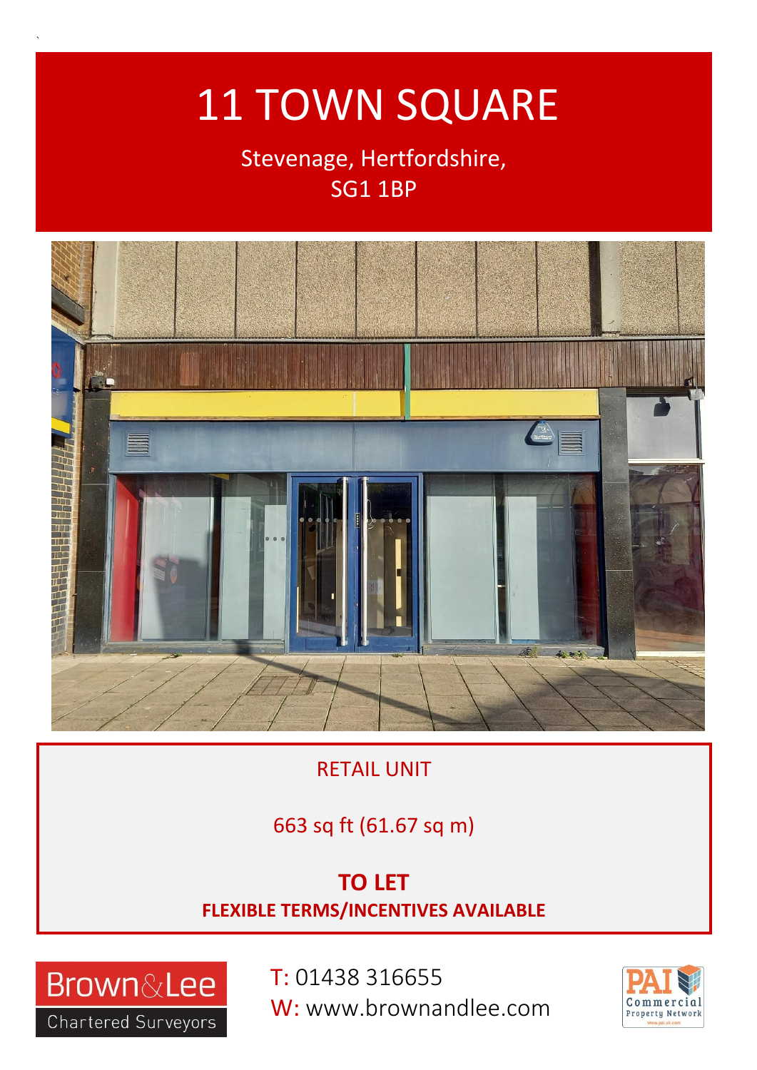# 11 TOWN SQUARE

Stevenage, Hertfordshire,
SG1 1BP

RETAIL UNIT

663 sq ft (61.67 sq m)

**TO LET**

**FLEXIBLE TERMS/INCENTIVES AVAILABLE**

Brown&Lee
Chartered Surveyors

T: 01438 316655
W: www.brownandlee.com

PAI Commercial Property Network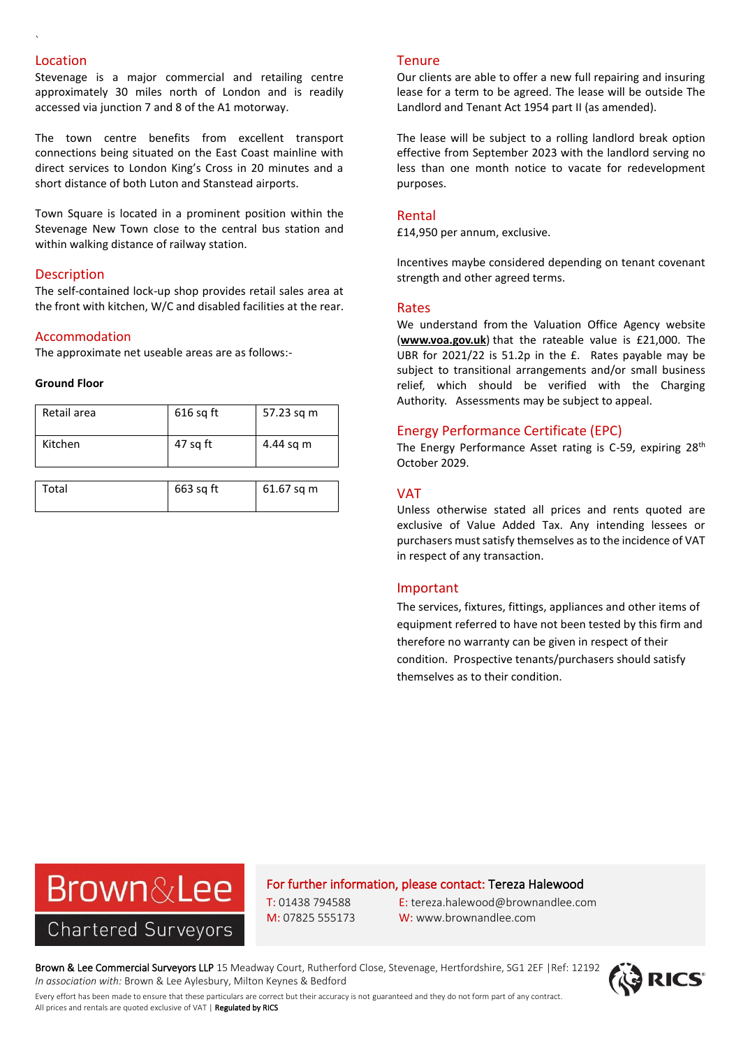## Location

Stevenage is a major commercial and retailing centre approximately 30 miles north of London and is readily accessed via junction 7 and 8 of the A1 motorway.

The town centre benefits from excellent transport connections being situated on the East Coast mainline with direct services to London King's Cross in 20 minutes and a short distance of both Luton and Stanstead airports.

Town Square is located in a prominent position within the Stevenage New Town close to the central bus station and within walking distance of railway station.

## Description

The self-contained lock-up shop provides retail sales area at the front with kitchen, W/C and disabled facilities at the rear.

## Accommodation

The approximate net useable areas are as follows:-

**Ground Floor**

| | | |
|---|---|---|
| Retail area | 616 sq ft | 57.23 sq m |
| Kitchen | 47 sq ft | 4.44 sq m |
| Total | 663 sq ft | 61.67 sq m |

## Tenure

Our clients are able to offer a new full repairing and insuring lease for a term to be agreed. The lease will be outside The Landlord and Tenant Act 1954 part II (as amended).

The lease will be subject to a rolling landlord break option effective from September 2023 with the landlord serving no less than one month notice to vacate for redevelopment purposes.

## Rental

£14,950 per annum, exclusive.

Incentives maybe considered depending on tenant covenant strength and other agreed terms.

## Rates

We understand from the Valuation Office Agency website (**www.voa.gov.uk**) that the rateable value is £21,000. The UBR for 2021/22 is 51.2p in the £. Rates payable may be subject to transitional arrangements and/or small business relief, which should be verified with the Charging Authority. Assessments may be subject to appeal.

## Energy Performance Certificate (EPC)

The Energy Performance Asset rating is C-59, expiring 28th October 2029.

## VAT

Unless otherwise stated all prices and rents quoted are exclusive of Value Added Tax. Any intending lessees or purchasers must satisfy themselves as to the incidence of VAT in respect of any transaction.

## Important

The services, fixtures, fittings, appliances and other items of equipment referred to have not been tested by this firm and therefore no warranty can be given in respect of their condition. Prospective tenants/purchasers should satisfy themselves as to their condition.

Brown&Lee
Chartered Surveyors

For further information, please contact: Tereza Halewood

T: 01438 794588
M: 07825 555173
E: tereza.halewood@brownandlee.com
W: www.brownandlee.com

**Brown & Lee Commercial Surveyors LLP** 15 Meadway Court, Rutherford Close, Stevenage, Hertfordshire, SG1 2EF |Ref: 12192
*In association with:* Brown & Lee Aylesbury, Milton Keynes & Bedford

Every effort has been made to ensure that these particulars are correct but their accuracy is not guaranteed and they do not form part of any contract.
All prices and rentals are quoted exclusive of VAT | **Regulated by RICS**

RICS